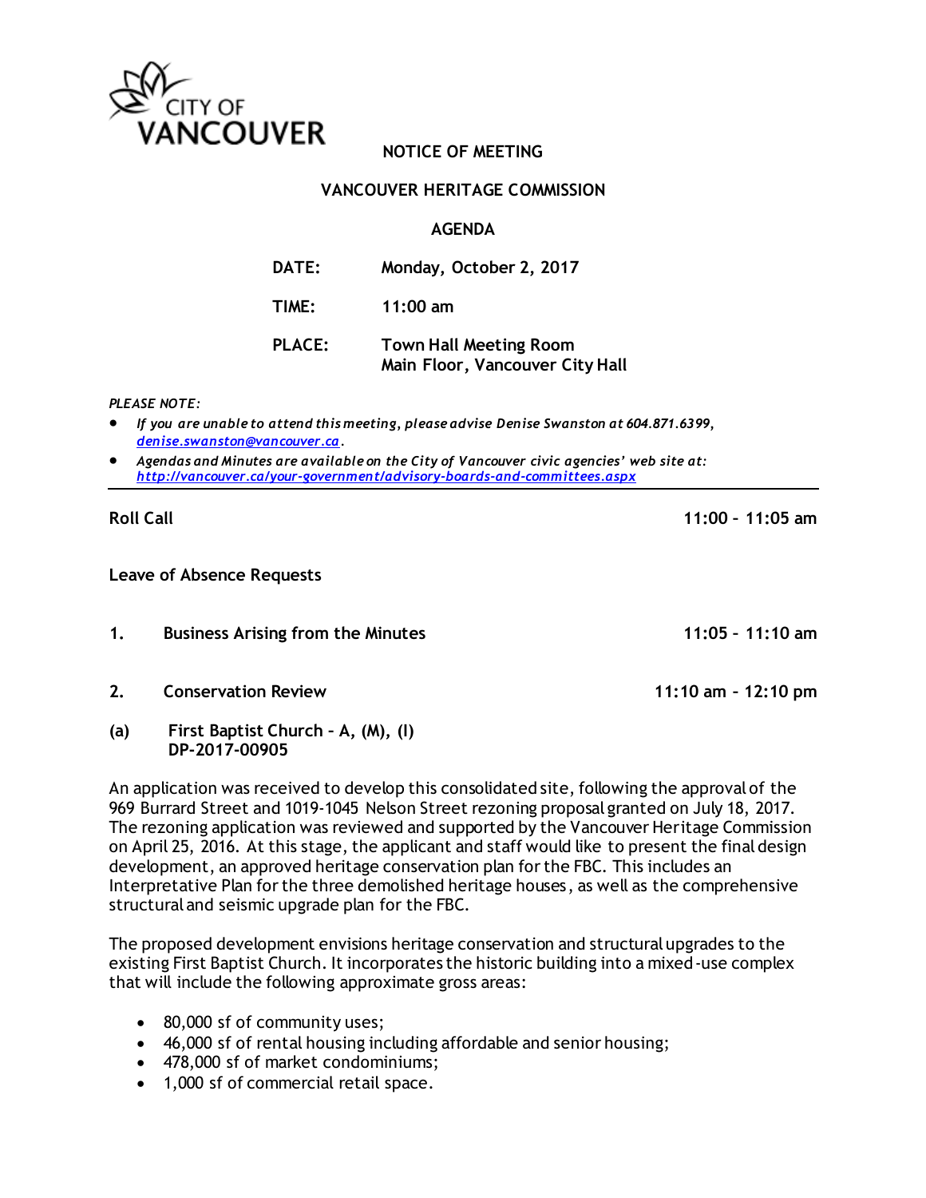CITY OF VANCOUVER

# NOTICE OF MEETING

## VANCOUVER HERITAGE COMMISSION

## AGENDA

| | |
|---|---|
| **DATE:** | **Monday, October 2, 2017** |
| **TIME:** | **11:00 am** |
| **PLACE:** | **Town Hall Meeting Room**<br>**Main Floor, Vancouver City Hall** |

*PLEASE NOTE:*

- *If you are unable to attend this meeting, please advise Denise Swanston at 604.871.6399, [denise.swanston@vancouver.ca](mailto:denise.swanston@vancouver.ca).*
- *Agendas and Minutes are available on the City of Vancouver civic agencies' web site at: [http://vancouver.ca/your-government/advisory-boards-and-committees.aspx](http://vancouver.ca/your-government/advisory-boards-and-committees.aspx)*

---

**Roll Call** — **11:00 - 11:05 am**

**Leave of Absence Requests**

**1. Business Arising from the Minutes** — **11:05 - 11:10 am**

**2. Conservation Review** — **11:10 am - 12:10 pm**

**(a) First Baptist Church – A, (M), (I)**
**DP-2017-00905**

An application was received to develop this consolidated site, following the approval of the 969 Burrard Street and 1019-1045 Nelson Street rezoning proposal granted on July 18, 2017. The rezoning application was reviewed and supported by the Vancouver Heritage Commission on April 25, 2016. At this stage, the applicant and staff would like to present the final design development, an approved heritage conservation plan for the FBC. This includes an Interpretative Plan for the three demolished heritage houses, as well as the comprehensive structural and seismic upgrade plan for the FBC.

The proposed development envisions heritage conservation and structural upgrades to the existing First Baptist Church. It incorporates the historic building into a mixed-use complex that will include the following approximate gross areas:

- 80,000 sf of community uses;
- 46,000 sf of rental housing including affordable and senior housing;
- 478,000 sf of market condominiums;
- 1,000 sf of commercial retail space.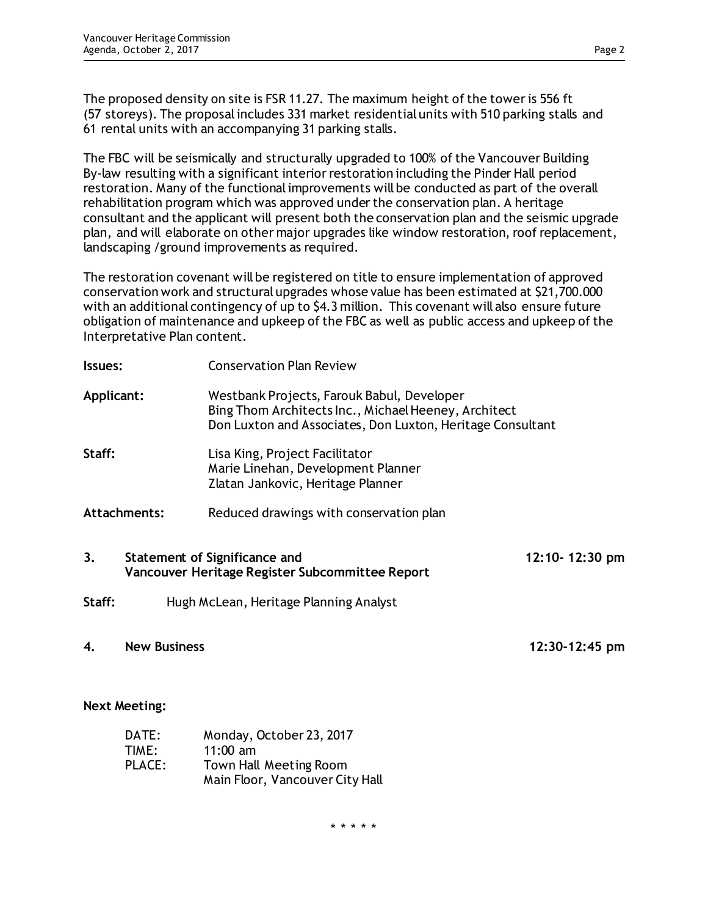The proposed density on site is FSR 11.27. The maximum height of the tower is 556 ft (57 storeys). The proposal includes 331 market residential units with 510 parking stalls and 61 rental units with an accompanying 31 parking stalls.

The FBC will be seismically and structurally upgraded to 100% of the Vancouver Building By-law resulting with a significant interior restoration including the Pinder Hall period restoration. Many of the functional improvements will be conducted as part of the overall rehabilitation program which was approved under the conservation plan. A heritage consultant and the applicant will present both the conservation plan and the seismic upgrade plan, and will elaborate on other major upgrades like window restoration, roof replacement, landscaping /ground improvements as required.

The restoration covenant will be registered on title to ensure implementation of approved conservation work and structural upgrades whose value has been estimated at $21,700.000 with an additional contingency of up to $4.3 million. This covenant will also ensure future obligation of maintenance and upkeep of the FBC as well as public access and upkeep of the Interpretative Plan content.

**Issues:** Conservation Plan Review

**Applicant:** Westbank Projects, Farouk Babul, Developer
Bing Thom Architects Inc., Michael Heeney, Architect
Don Luxton and Associates, Don Luxton, Heritage Consultant

**Staff:** Lisa King, Project Facilitator
Marie Linehan, Development Planner
Zlatan Jankovic, Heritage Planner

**Attachments:** Reduced drawings with conservation plan

**3. Statement of Significance and Vancouver Heritage Register Subcommittee Report** **12:10- 12:30 pm**

**Staff:** Hugh McLean, Heritage Planning Analyst

**4. New Business** **12:30-12:45 pm**

**Next Meeting:**

DATE: Monday, October 23, 2017
TIME: 11:00 am
PLACE: Town Hall Meeting Room
Main Floor, Vancouver City Hall

\* \* \* \* \*